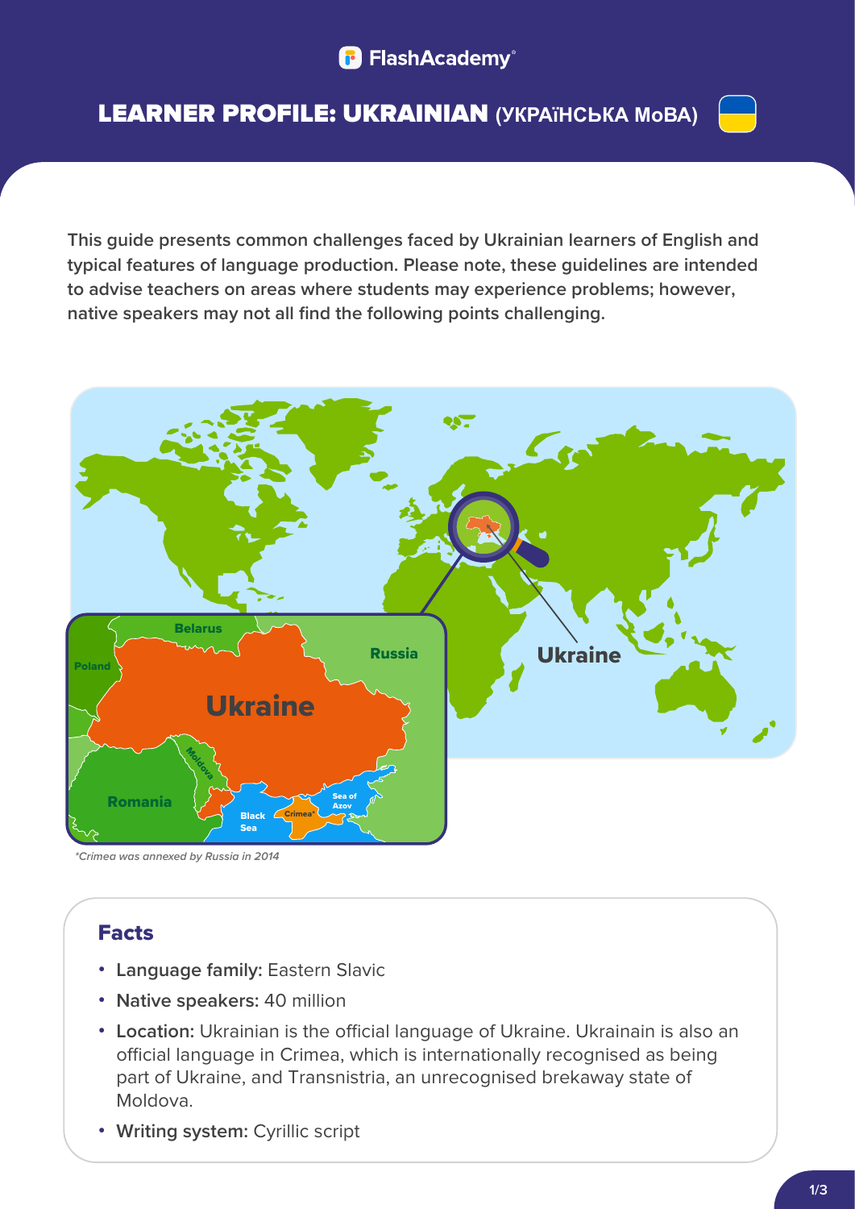# LEARNER PROFILE: UKRAINIAN (УКРАЇНСЬКА МоВА)

**This guide presents common challenges faced by Ukrainian learners of English and typical features of language production. Please note, these guidelines are intended to advise teachers on areas where students may experience problems; however, native speakers may not all find the following points challenging.**

*\*Crimea was annexed by Russia in 2014*

## Facts

- **Language family:** Eastern Slavic
- **Native speakers:** 40 million
- **Location:** Ukrainian is the official language of Ukraine. Ukrainain is also an official language in Crimea, which is internationally recognised as being part of Ukraine, and Transnistria, an unrecognised brekaway state of Moldova.
- **Writing system:** Cyrillic script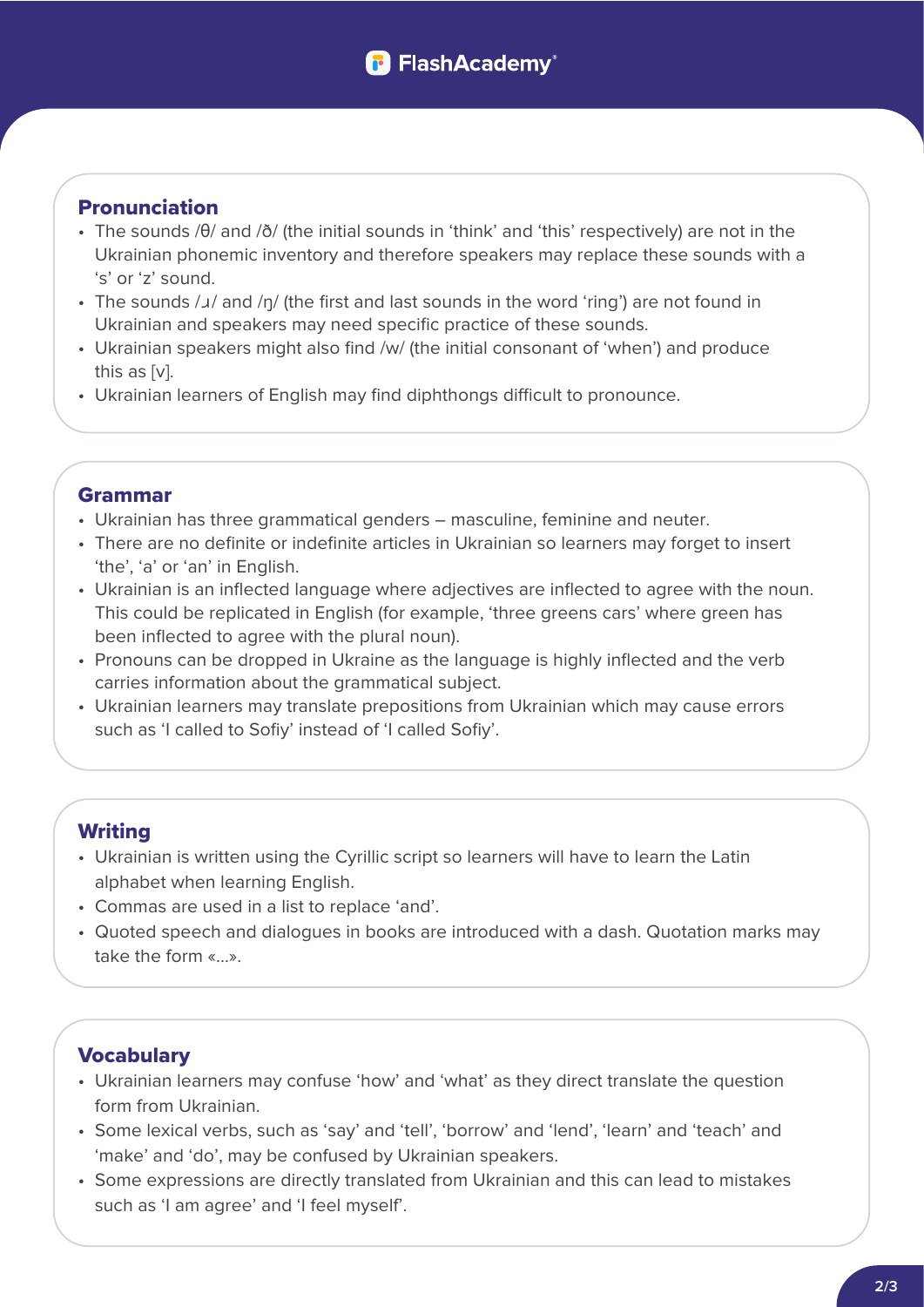## Pronunciation

- The sounds /θ/ and /ð/ (the initial sounds in 'think' and 'this' respectively) are not in the Ukrainian phonemic inventory and therefore speakers may replace these sounds with a 's' or 'z' sound.
- The sounds /ɹ/ and /ŋ/ (the first and last sounds in the word 'ring') are not found in Ukrainian and speakers may need specific practice of these sounds.
- Ukrainian speakers might also find /w/ (the initial consonant of 'when') and produce this as [v].
- Ukrainian learners of English may find diphthongs difficult to pronounce.

## Grammar

- Ukrainian has three grammatical genders – masculine, feminine and neuter.
- There are no definite or indefinite articles in Ukrainian so learners may forget to insert 'the', 'a' or 'an' in English.
- Ukrainian is an inflected language where adjectives are inflected to agree with the noun. This could be replicated in English (for example, 'three greens cars' where green has been inflected to agree with the plural noun).
- Pronouns can be dropped in Ukraine as the language is highly inflected and the verb carries information about the grammatical subject.
- Ukrainian learners may translate prepositions from Ukrainian which may cause errors such as 'I called to Sofiy' instead of 'I called Sofiy'.

## Writing

- Ukrainian is written using the Cyrillic script so learners will have to learn the Latin alphabet when learning English.
- Commas are used in a list to replace 'and'.
- Quoted speech and dialogues in books are introduced with a dash. Quotation marks may take the form «...».

## Vocabulary

- Ukrainian learners may confuse 'how' and 'what' as they direct translate the question form from Ukrainian.
- Some lexical verbs, such as 'say' and 'tell', 'borrow' and 'lend', 'learn' and 'teach' and 'make' and 'do', may be confused by Ukrainian speakers.
- Some expressions are directly translated from Ukrainian and this can lead to mistakes such as 'I am agree' and 'I feel myself'.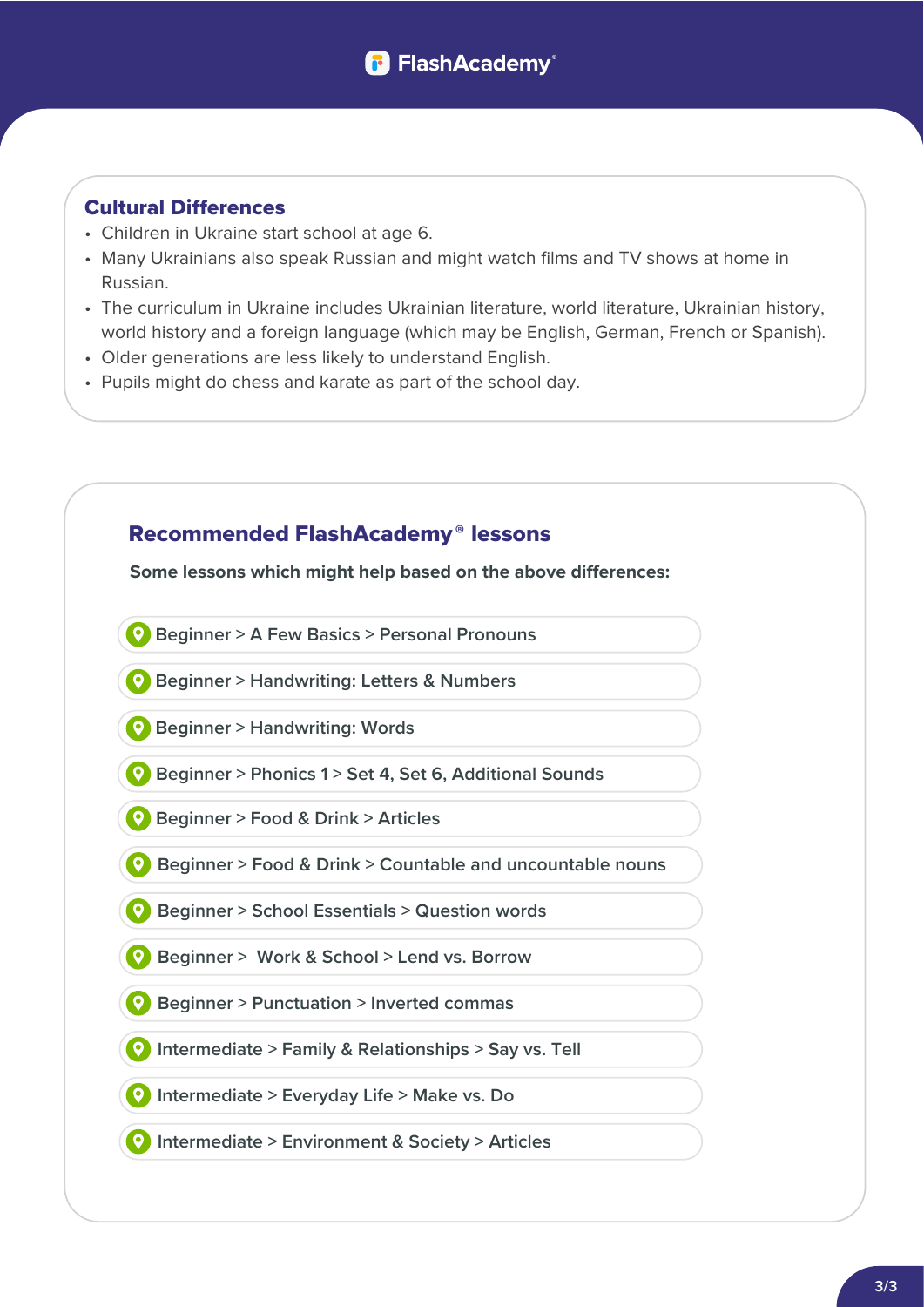## Cultural Differences

- Children in Ukraine start school at age 6.
- Many Ukrainians also speak Russian and might watch films and TV shows at home in Russian.
- The curriculum in Ukraine includes Ukrainian literature, world literature, Ukrainian history, world history and a foreign language (which may be English, German, French or Spanish).
- Older generations are less likely to understand English.
- Pupils might do chess and karate as part of the school day.

## Recommended FlashAcademy® lessons

**Some lessons which might help based on the above differences:**

- Beginner > A Few Basics > Personal Pronouns
- Beginner > Handwriting: Letters & Numbers
- Beginner > Handwriting: Words
- Beginner > Phonics 1 > Set 4, Set 6, Additional Sounds
- Beginner > Food & Drink > Articles
- Beginner > Food & Drink > Countable and uncountable nouns
- Beginner > School Essentials > Question words
- Beginner > Work & School > Lend vs. Borrow
- Beginner > Punctuation > Inverted commas
- Intermediate > Family & Relationships > Say vs. Tell
- Intermediate > Everyday Life > Make vs. Do
- Intermediate > Environment & Society > Articles